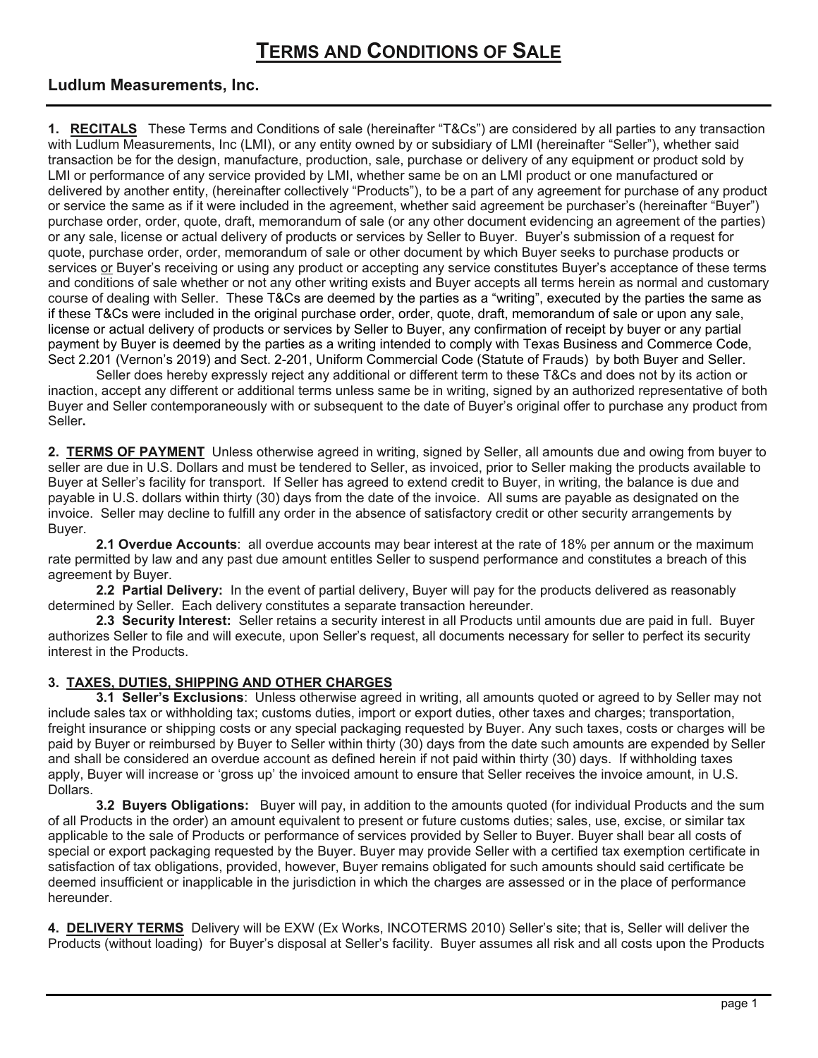# TERMS AND CONDITIONS OF SALE

## Ludlum Measurements, Inc.

**1. RECITALS** These Terms and Conditions of sale (hereinafter "T&Cs") are considered by all parties to any transaction with Ludlum Measurements, Inc (LMI), or any entity owned by or subsidiary of LMI (hereinafter "Seller"), whether said transaction be for the design, manufacture, production, sale, purchase or delivery of any equipment or product sold by LMI or performance of any service provided by LMI, whether same be on an LMI product or one manufactured or delivered by another entity, (hereinafter collectively "Products"), to be a part of any agreement for purchase of any product or service the same as if it were included in the agreement, whether said agreement be purchaser's (hereinafter "Buyer") purchase order, order, quote, draft, memorandum of sale (or any other document evidencing an agreement of the parties) or any sale, license or actual delivery of products or services by Seller to Buyer. Buyer's submission of a request for quote, purchase order, order, memorandum of sale or other document by which Buyer seeks to purchase products or services or Buyer's receiving or using any product or accepting any service constitutes Buyer's acceptance of these terms and conditions of sale whether or not any other writing exists and Buyer accepts all terms herein as normal and customary course of dealing with Seller. These T&Cs are deemed by the parties as a "writing", executed by the parties the same as if these T&Cs were included in the original purchase order, order, quote, draft, memorandum of sale or upon any sale, license or actual delivery of products or services by Seller to Buyer, any confirmation of receipt by buyer or any partial payment by Buyer is deemed by the parties as a writing intended to comply with Texas Business and Commerce Code, Sect 2.201 (Vernon's 2019) and Sect. 2-201, Uniform Commercial Code (Statute of Frauds) by both Buyer and Seller.

Seller does hereby expressly reject any additional or different term to these T&Cs and does not by its action or inaction, accept any different or additional terms unless same be in writing, signed by an authorized representative of both Buyer and Seller contemporaneously with or subsequent to the date of Buyer's original offer to purchase any product from Seller**.**

**2. TERMS OF PAYMENT** Unless otherwise agreed in writing, signed by Seller, all amounts due and owing from buyer to seller are due in U.S. Dollars and must be tendered to Seller, as invoiced, prior to Seller making the products available to Buyer at Seller's facility for transport. If Seller has agreed to extend credit to Buyer, in writing, the balance is due and payable in U.S. dollars within thirty (30) days from the date of the invoice. All sums are payable as designated on the invoice. Seller may decline to fulfill any order in the absence of satisfactory credit or other security arrangements by Buyer.

**2.1 Overdue Accounts**: all overdue accounts may bear interest at the rate of 18% per annum or the maximum rate permitted by law and any past due amount entitles Seller to suspend performance and constitutes a breach of this agreement by Buyer.

**2.2 Partial Delivery:** In the event of partial delivery, Buyer will pay for the products delivered as reasonably determined by Seller. Each delivery constitutes a separate transaction hereunder.

**2.3 Security Interest:** Seller retains a security interest in all Products until amounts due are paid in full. Buyer authorizes Seller to file and will execute, upon Seller's request, all documents necessary for seller to perfect its security interest in the Products.

**3. TAXES, DUTIES, SHIPPING AND OTHER CHARGES**

**3.1 Seller's Exclusions**: Unless otherwise agreed in writing, all amounts quoted or agreed to by Seller may not include sales tax or withholding tax; customs duties, import or export duties, other taxes and charges; transportation, freight insurance or shipping costs or any special packaging requested by Buyer. Any such taxes, costs or charges will be paid by Buyer or reimbursed by Buyer to Seller within thirty (30) days from the date such amounts are expended by Seller and shall be considered an overdue account as defined herein if not paid within thirty (30) days. If withholding taxes apply, Buyer will increase or 'gross up' the invoiced amount to ensure that Seller receives the invoice amount, in U.S. Dollars.

**3.2 Buyers Obligations:** Buyer will pay, in addition to the amounts quoted (for individual Products and the sum of all Products in the order) an amount equivalent to present or future customs duties; sales, use, excise, or similar tax applicable to the sale of Products or performance of services provided by Seller to Buyer. Buyer shall bear all costs of special or export packaging requested by the Buyer. Buyer may provide Seller with a certified tax exemption certificate in satisfaction of tax obligations, provided, however, Buyer remains obligated for such amounts should said certificate be deemed insufficient or inapplicable in the jurisdiction in which the charges are assessed or in the place of performance hereunder.

**4. DELIVERY TERMS** Delivery will be EXW (Ex Works, INCOTERMS 2010) Seller's site; that is, Seller will deliver the Products (without loading) for Buyer's disposal at Seller's facility. Buyer assumes all risk and all costs upon the Products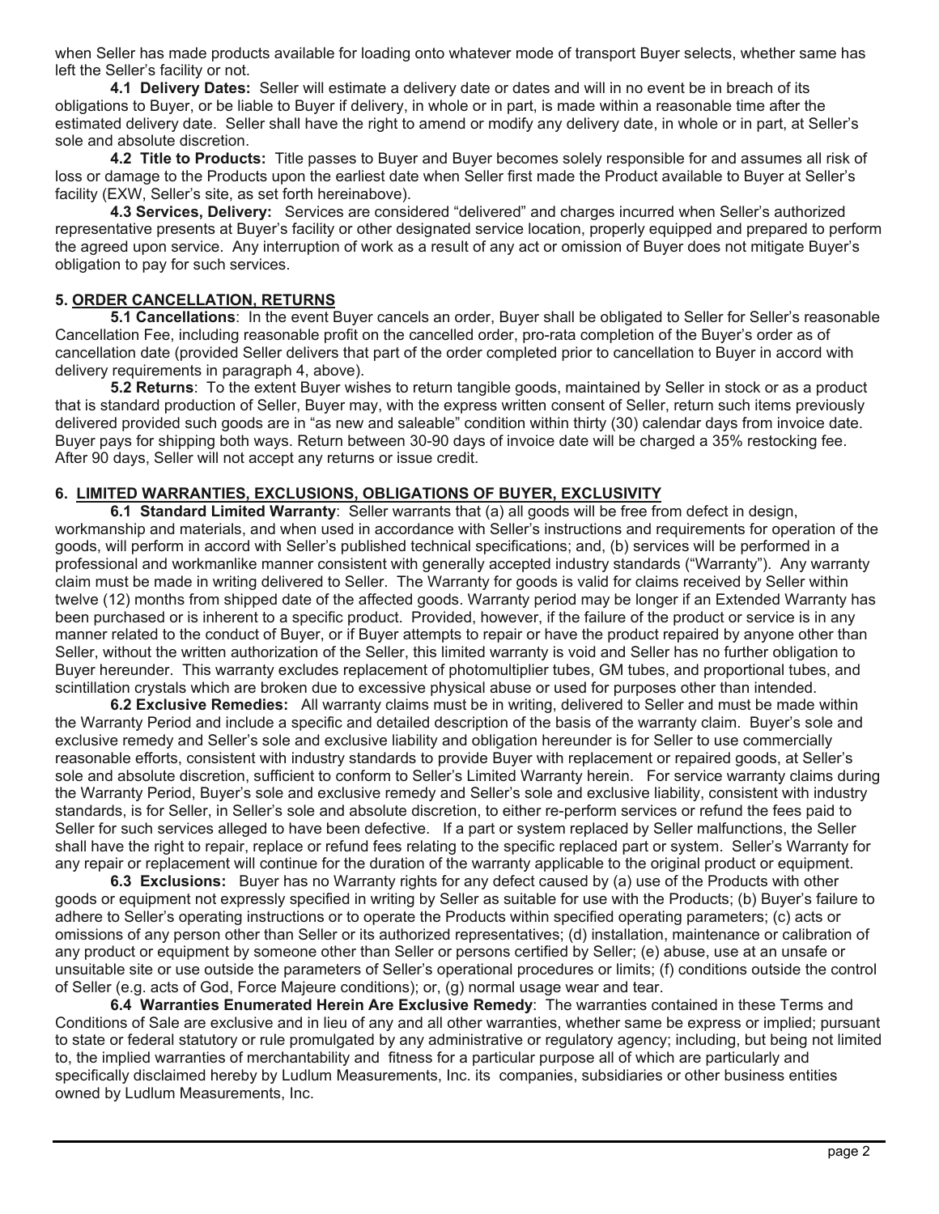when Seller has made products available for loading onto whatever mode of transport Buyer selects, whether same has left the Seller's facility or not.

**4.1 Delivery Dates:** Seller will estimate a delivery date or dates and will in no event be in breach of its obligations to Buyer, or be liable to Buyer if delivery, in whole or in part, is made within a reasonable time after the estimated delivery date. Seller shall have the right to amend or modify any delivery date, in whole or in part, at Seller's sole and absolute discretion.

**4.2 Title to Products:** Title passes to Buyer and Buyer becomes solely responsible for and assumes all risk of loss or damage to the Products upon the earliest date when Seller first made the Product available to Buyer at Seller's facility (EXW, Seller's site, as set forth hereinabove).

**4.3 Services, Delivery:** Services are considered "delivered" and charges incurred when Seller's authorized representative presents at Buyer's facility or other designated service location, properly equipped and prepared to perform the agreed upon service. Any interruption of work as a result of any act or omission of Buyer does not mitigate Buyer's obligation to pay for such services.

**5. ORDER CANCELLATION, RETURNS**

**5.1 Cancellations**: In the event Buyer cancels an order, Buyer shall be obligated to Seller for Seller's reasonable Cancellation Fee, including reasonable profit on the cancelled order, pro-rata completion of the Buyer's order as of cancellation date (provided Seller delivers that part of the order completed prior to cancellation to Buyer in accord with delivery requirements in paragraph 4, above).

**5.2 Returns**: To the extent Buyer wishes to return tangible goods, maintained by Seller in stock or as a product that is standard production of Seller, Buyer may, with the express written consent of Seller, return such items previously delivered provided such goods are in "as new and saleable" condition within thirty (30) calendar days from invoice date. Buyer pays for shipping both ways. Return between 30-90 days of invoice date will be charged a 35% restocking fee. After 90 days, Seller will not accept any returns or issue credit.

**6. LIMITED WARRANTIES, EXCLUSIONS, OBLIGATIONS OF BUYER, EXCLUSIVITY**

**6.1 Standard Limited Warranty**: Seller warrants that (a) all goods will be free from defect in design, workmanship and materials, and when used in accordance with Seller's instructions and requirements for operation of the goods, will perform in accord with Seller's published technical specifications; and, (b) services will be performed in a professional and workmanlike manner consistent with generally accepted industry standards ("Warranty"). Any warranty claim must be made in writing delivered to Seller. The Warranty for goods is valid for claims received by Seller within twelve (12) months from shipped date of the affected goods. Warranty period may be longer if an Extended Warranty has been purchased or is inherent to a specific product. Provided, however, if the failure of the product or service is in any manner related to the conduct of Buyer, or if Buyer attempts to repair or have the product repaired by anyone other than Seller, without the written authorization of the Seller, this limited warranty is void and Seller has no further obligation to Buyer hereunder. This warranty excludes replacement of photomultiplier tubes, GM tubes, and proportional tubes, and scintillation crystals which are broken due to excessive physical abuse or used for purposes other than intended.

**6.2 Exclusive Remedies:** All warranty claims must be in writing, delivered to Seller and must be made within the Warranty Period and include a specific and detailed description of the basis of the warranty claim. Buyer's sole and exclusive remedy and Seller's sole and exclusive liability and obligation hereunder is for Seller to use commercially reasonable efforts, consistent with industry standards to provide Buyer with replacement or repaired goods, at Seller's sole and absolute discretion, sufficient to conform to Seller's Limited Warranty herein. For service warranty claims during the Warranty Period, Buyer's sole and exclusive remedy and Seller's sole and exclusive liability, consistent with industry standards, is for Seller, in Seller's sole and absolute discretion, to either re-perform services or refund the fees paid to Seller for such services alleged to have been defective. If a part or system replaced by Seller malfunctions, the Seller shall have the right to repair, replace or refund fees relating to the specific replaced part or system. Seller's Warranty for any repair or replacement will continue for the duration of the warranty applicable to the original product or equipment.

**6.3 Exclusions:** Buyer has no Warranty rights for any defect caused by (a) use of the Products with other goods or equipment not expressly specified in writing by Seller as suitable for use with the Products; (b) Buyer's failure to adhere to Seller's operating instructions or to operate the Products within specified operating parameters; (c) acts or omissions of any person other than Seller or its authorized representatives; (d) installation, maintenance or calibration of any product or equipment by someone other than Seller or persons certified by Seller; (e) abuse, use at an unsafe or unsuitable site or use outside the parameters of Seller's operational procedures or limits; (f) conditions outside the control of Seller (e.g. acts of God, Force Majeure conditions); or, (g) normal usage wear and tear.

**6.4 Warranties Enumerated Herein Are Exclusive Remedy**: The warranties contained in these Terms and Conditions of Sale are exclusive and in lieu of any and all other warranties, whether same be express or implied; pursuant to state or federal statutory or rule promulgated by any administrative or regulatory agency; including, but being not limited to, the implied warranties of merchantability and fitness for a particular purpose all of which are particularly and specifically disclaimed hereby by Ludlum Measurements, Inc. its companies, subsidiaries or other business entities owned by Ludlum Measurements, Inc.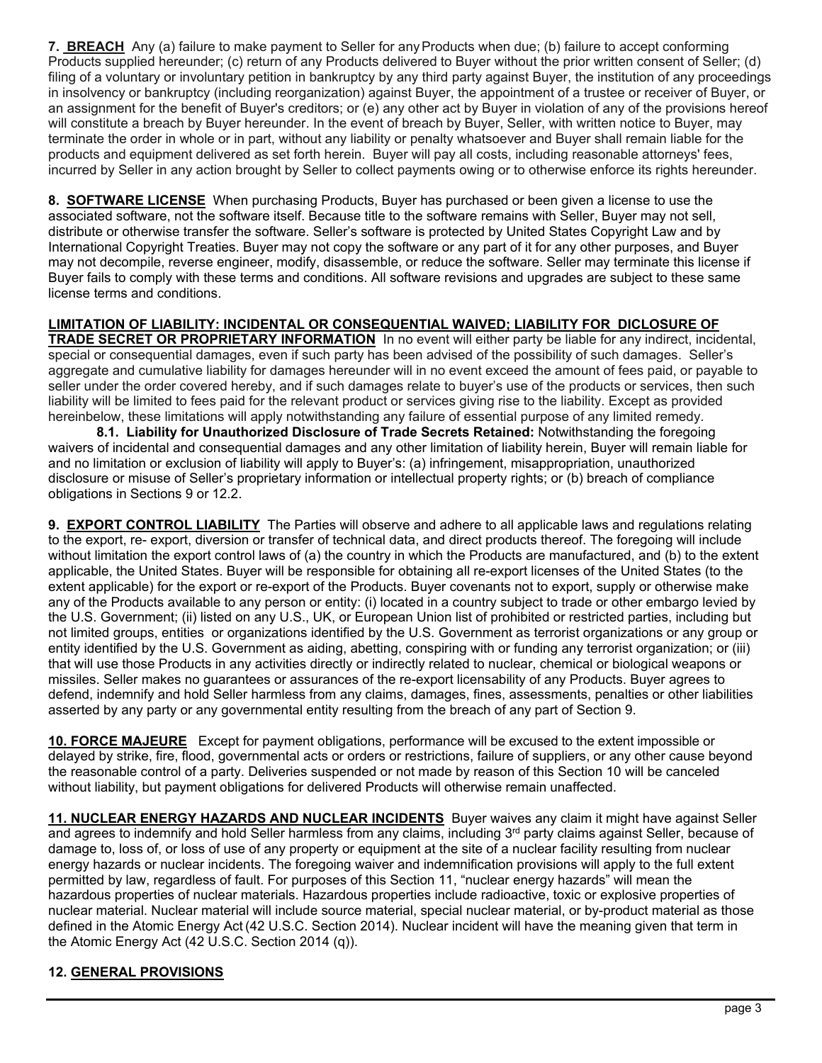**7. BREACH** Any (a) failure to make payment to Seller for any Products when due; (b) failure to accept conforming Products supplied hereunder; (c) return of any Products delivered to Buyer without the prior written consent of Seller; (d) filing of a voluntary or involuntary petition in bankruptcy by any third party against Buyer, the institution of any proceedings in insolvency or bankruptcy (including reorganization) against Buyer, the appointment of a trustee or receiver of Buyer, or an assignment for the benefit of Buyer's creditors; or (e) any other act by Buyer in violation of any of the provisions hereof will constitute a breach by Buyer hereunder. In the event of breach by Buyer, Seller, with written notice to Buyer, may terminate the order in whole or in part, without any liability or penalty whatsoever and Buyer shall remain liable for the products and equipment delivered as set forth herein. Buyer will pay all costs, including reasonable attorneys' fees, incurred by Seller in any action brought by Seller to collect payments owing or to otherwise enforce its rights hereunder.

**8. SOFTWARE LICENSE** When purchasing Products, Buyer has purchased or been given a license to use the associated software, not the software itself. Because title to the software remains with Seller, Buyer may not sell, distribute or otherwise transfer the software. Seller's software is protected by United States Copyright Law and by International Copyright Treaties. Buyer may not copy the software or any part of it for any other purposes, and Buyer may not decompile, reverse engineer, modify, disassemble, or reduce the software. Seller may terminate this license if Buyer fails to comply with these terms and conditions. All software revisions and upgrades are subject to these same license terms and conditions.

**LIMITATION OF LIABILITY: INCIDENTAL OR CONSEQUENTIAL WAIVED; LIABILITY FOR DICLOSURE OF TRADE SECRET OR PROPRIETARY INFORMATION** In no event will either party be liable for any indirect, incidental, special or consequential damages, even if such party has been advised of the possibility of such damages. Seller's aggregate and cumulative liability for damages hereunder will in no event exceed the amount of fees paid, or payable to seller under the order covered hereby, and if such damages relate to buyer's use of the products or services, then such liability will be limited to fees paid for the relevant product or services giving rise to the liability. Except as provided hereinbelow, these limitations will apply notwithstanding any failure of essential purpose of any limited remedy.

**8.1. Liability for Unauthorized Disclosure of Trade Secrets Retained:** Notwithstanding the foregoing waivers of incidental and consequential damages and any other limitation of liability herein, Buyer will remain liable for and no limitation or exclusion of liability will apply to Buyer's: (a) infringement, misappropriation, unauthorized disclosure or misuse of Seller's proprietary information or intellectual property rights; or (b) breach of compliance obligations in Sections 9 or 12.2.

**9. EXPORT CONTROL LIABILITY** The Parties will observe and adhere to all applicable laws and regulations relating to the export, re- export, diversion or transfer of technical data, and direct products thereof. The foregoing will include without limitation the export control laws of (a) the country in which the Products are manufactured, and (b) to the extent applicable, the United States. Buyer will be responsible for obtaining all re-export licenses of the United States (to the extent applicable) for the export or re-export of the Products. Buyer covenants not to export, supply or otherwise make any of the Products available to any person or entity: (i) located in a country subject to trade or other embargo levied by the U.S. Government; (ii) listed on any U.S., UK, or European Union list of prohibited or restricted parties, including but not limited groups, entities or organizations identified by the U.S. Government as terrorist organizations or any group or entity identified by the U.S. Government as aiding, abetting, conspiring with or funding any terrorist organization; or (iii) that will use those Products in any activities directly or indirectly related to nuclear, chemical or biological weapons or missiles. Seller makes no guarantees or assurances of the re-export licensability of any Products. Buyer agrees to defend, indemnify and hold Seller harmless from any claims, damages, fines, assessments, penalties or other liabilities asserted by any party or any governmental entity resulting from the breach of any part of Section 9.

**10. FORCE MAJEURE** Except for payment obligations, performance will be excused to the extent impossible or delayed by strike, fire, flood, governmental acts or orders or restrictions, failure of suppliers, or any other cause beyond the reasonable control of a party. Deliveries suspended or not made by reason of this Section 10 will be canceled without liability, but payment obligations for delivered Products will otherwise remain unaffected.

**11. NUCLEAR ENERGY HAZARDS AND NUCLEAR INCIDENTS** Buyer waives any claim it might have against Seller and agrees to indemnify and hold Seller harmless from any claims, including 3rd party claims against Seller, because of damage to, loss of, or loss of use of any property or equipment at the site of a nuclear facility resulting from nuclear energy hazards or nuclear incidents. The foregoing waiver and indemnification provisions will apply to the full extent permitted by law, regardless of fault. For purposes of this Section 11, "nuclear energy hazards" will mean the hazardous properties of nuclear materials. Hazardous properties include radioactive, toxic or explosive properties of nuclear material. Nuclear material will include source material, special nuclear material, or by-product material as those defined in the Atomic Energy Act (42 U.S.C. Section 2014). Nuclear incident will have the meaning given that term in the Atomic Energy Act (42 U.S.C. Section 2014 (q)).

**12. GENERAL PROVISIONS**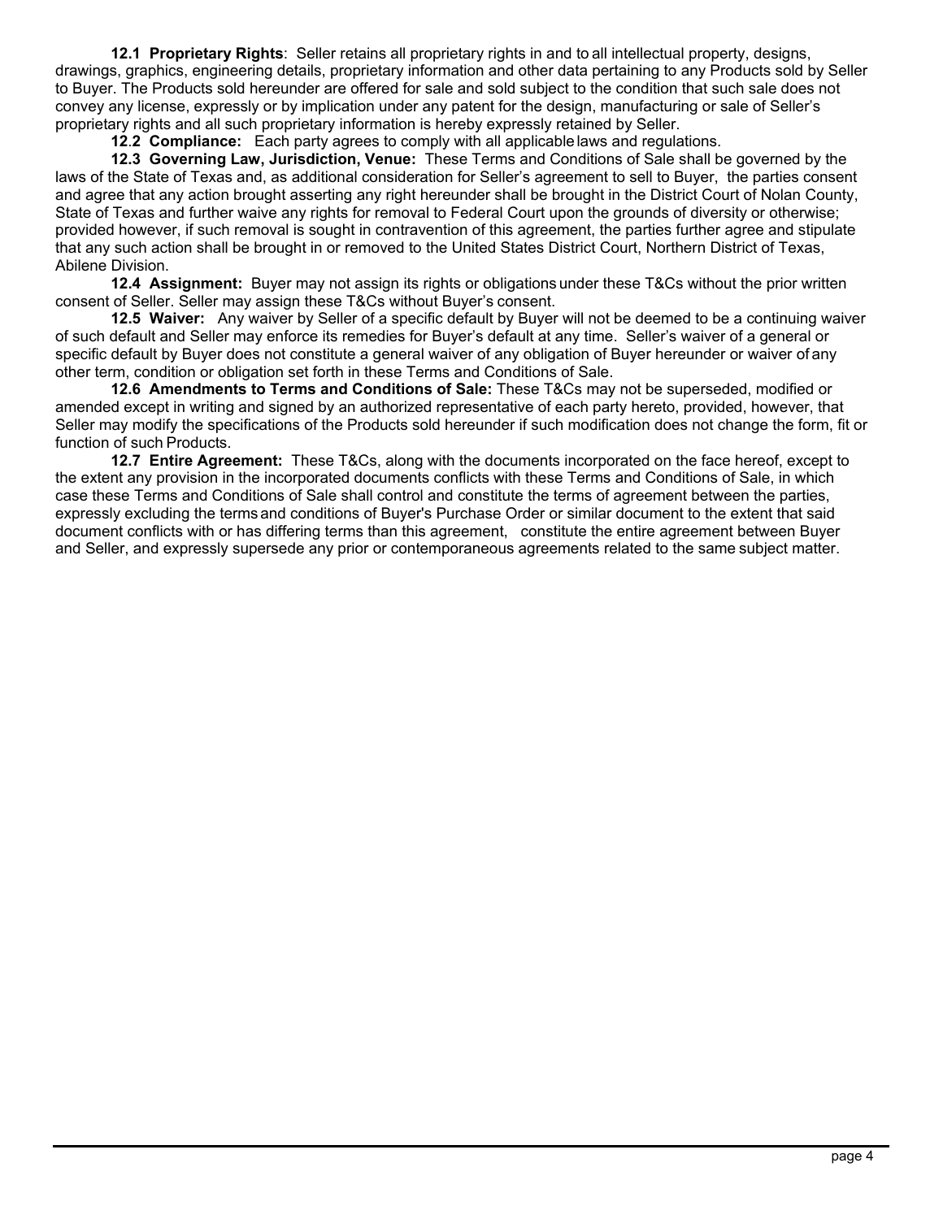**12.1 Proprietary Rights**: Seller retains all proprietary rights in and to all intellectual property, designs, drawings, graphics, engineering details, proprietary information and other data pertaining to any Products sold by Seller to Buyer. The Products sold hereunder are offered for sale and sold subject to the condition that such sale does not convey any license, expressly or by implication under any patent for the design, manufacturing or sale of Seller's proprietary rights and all such proprietary information is hereby expressly retained by Seller.

**12.2 Compliance:** Each party agrees to comply with all applicable laws and regulations.

**12.3 Governing Law, Jurisdiction, Venue:** These Terms and Conditions of Sale shall be governed by the laws of the State of Texas and, as additional consideration for Seller's agreement to sell to Buyer, the parties consent and agree that any action brought asserting any right hereunder shall be brought in the District Court of Nolan County, State of Texas and further waive any rights for removal to Federal Court upon the grounds of diversity or otherwise; provided however, if such removal is sought in contravention of this agreement, the parties further agree and stipulate that any such action shall be brought in or removed to the United States District Court, Northern District of Texas, Abilene Division.

**12.4 Assignment:** Buyer may not assign its rights or obligations under these T&Cs without the prior written consent of Seller. Seller may assign these T&Cs without Buyer's consent.

**12.5 Waiver:** Any waiver by Seller of a specific default by Buyer will not be deemed to be a continuing waiver of such default and Seller may enforce its remedies for Buyer's default at any time. Seller's waiver of a general or specific default by Buyer does not constitute a general waiver of any obligation of Buyer hereunder or waiver of any other term, condition or obligation set forth in these Terms and Conditions of Sale.

**12.6 Amendments to Terms and Conditions of Sale:** These T&Cs may not be superseded, modified or amended except in writing and signed by an authorized representative of each party hereto, provided, however, that Seller may modify the specifications of the Products sold hereunder if such modification does not change the form, fit or function of such Products.

**12.7 Entire Agreement:** These T&Cs, along with the documents incorporated on the face hereof, except to the extent any provision in the incorporated documents conflicts with these Terms and Conditions of Sale, in which case these Terms and Conditions of Sale shall control and constitute the terms of agreement between the parties, expressly excluding the terms and conditions of Buyer's Purchase Order or similar document to the extent that said document conflicts with or has differing terms than this agreement, constitute the entire agreement between Buyer and Seller, and expressly supersede any prior or contemporaneous agreements related to the same subject matter.